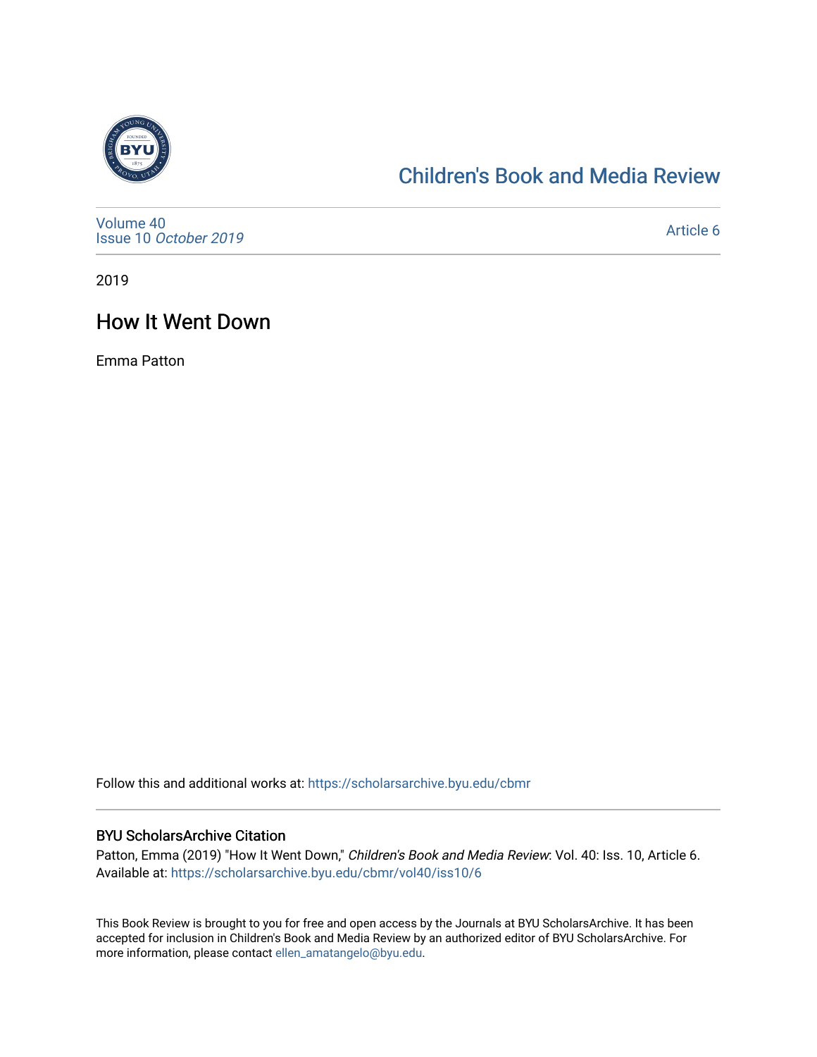[Children's Book and Media Review](https://scholarsarchive.byu.edu/cbmr)

Volume 40
Issue 10 *October 2019*

Article 6

2019

# How It Went Down

Emma Patton

Follow this and additional works at: https://scholarsarchive.byu.edu/cbmr

### BYU ScholarsArchive Citation

Patton, Emma (2019) "How It Went Down," *Children's Book and Media Review*: Vol. 40: Iss. 10, Article 6.
Available at: https://scholarsarchive.byu.edu/cbmr/vol40/iss10/6

This Book Review is brought to you for free and open access by the Journals at BYU ScholarsArchive. It has been accepted for inclusion in Children's Book and Media Review by an authorized editor of BYU ScholarsArchive. For more information, please contact ellen_amatangelo@byu.edu.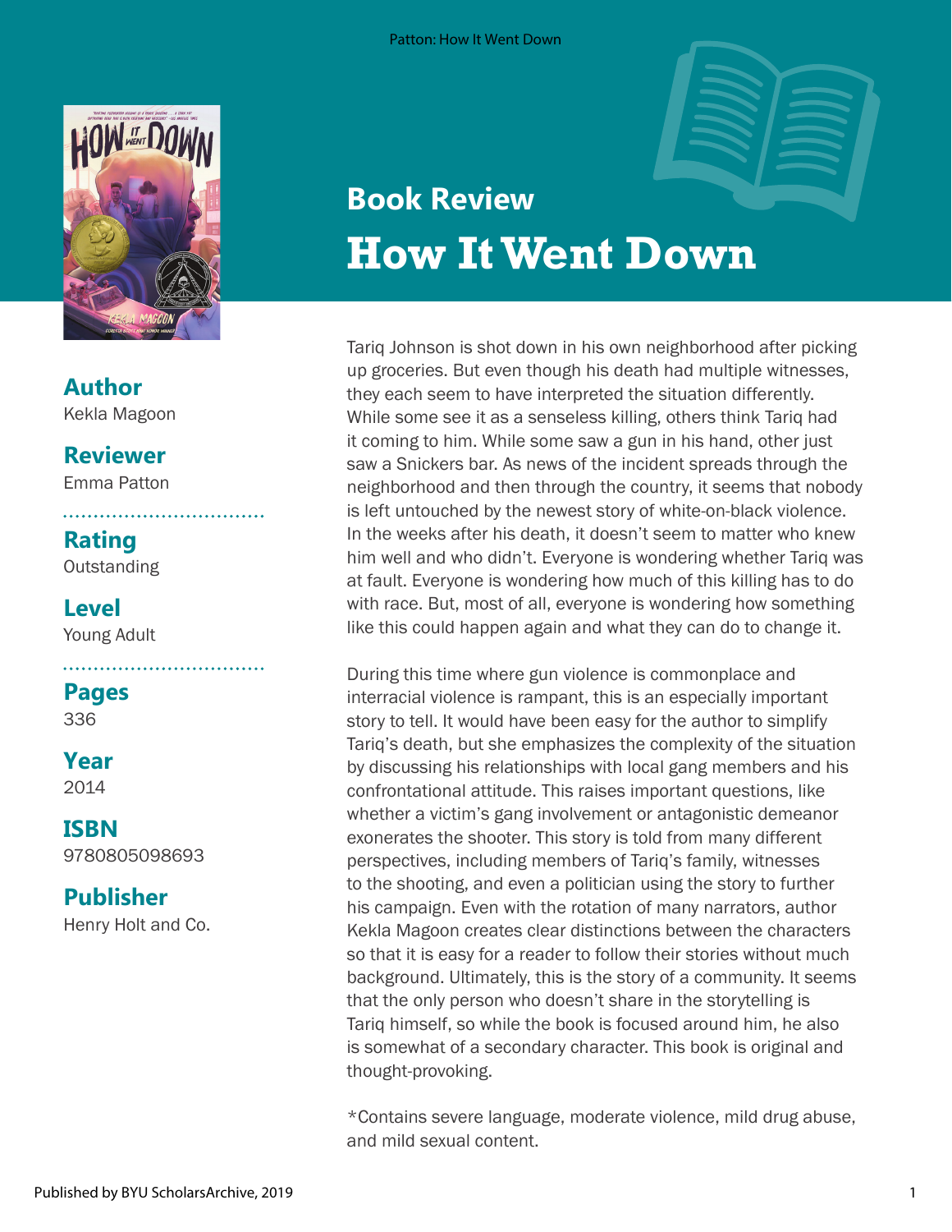## Book Review

# How It Went Down

**Author**
Kekla Magoon

**Reviewer**
Emma Patton

**Rating**
Outstanding

**Level**
Young Adult

**Pages**
336

**Year**
2014

**ISBN**
9780805098693

**Publisher**
Henry Holt and Co.

Tariq Johnson is shot down in his own neighborhood after picking up groceries. But even though his death had multiple witnesses, they each seem to have interpreted the situation differently. While some see it as a senseless killing, others think Tariq had it coming to him. While some saw a gun in his hand, other just saw a Snickers bar. As news of the incident spreads through the neighborhood and then through the country, it seems that nobody is left untouched by the newest story of white-on-black violence. In the weeks after his death, it doesn't seem to matter who knew him well and who didn't. Everyone is wondering whether Tariq was at fault. Everyone is wondering how much of this killing has to do with race. But, most of all, everyone is wondering how something like this could happen again and what they can do to change it.

During this time where gun violence is commonplace and interracial violence is rampant, this is an especially important story to tell. It would have been easy for the author to simplify Tariq's death, but she emphasizes the complexity of the situation by discussing his relationships with local gang members and his confrontational attitude. This raises important questions, like whether a victim's gang involvement or antagonistic demeanor exonerates the shooter. This story is told from many different perspectives, including members of Tariq's family, witnesses to the shooting, and even a politician using the story to further his campaign. Even with the rotation of many narrators, author Kekla Magoon creates clear distinctions between the characters so that it is easy for a reader to follow their stories without much background. Ultimately, this is the story of a community. It seems that the only person who doesn't share in the storytelling is Tariq himself, so while the book is focused around him, he also is somewhat of a secondary character. This book is original and thought-provoking.

*Contains severe language, moderate violence, mild drug abuse, and mild sexual content.